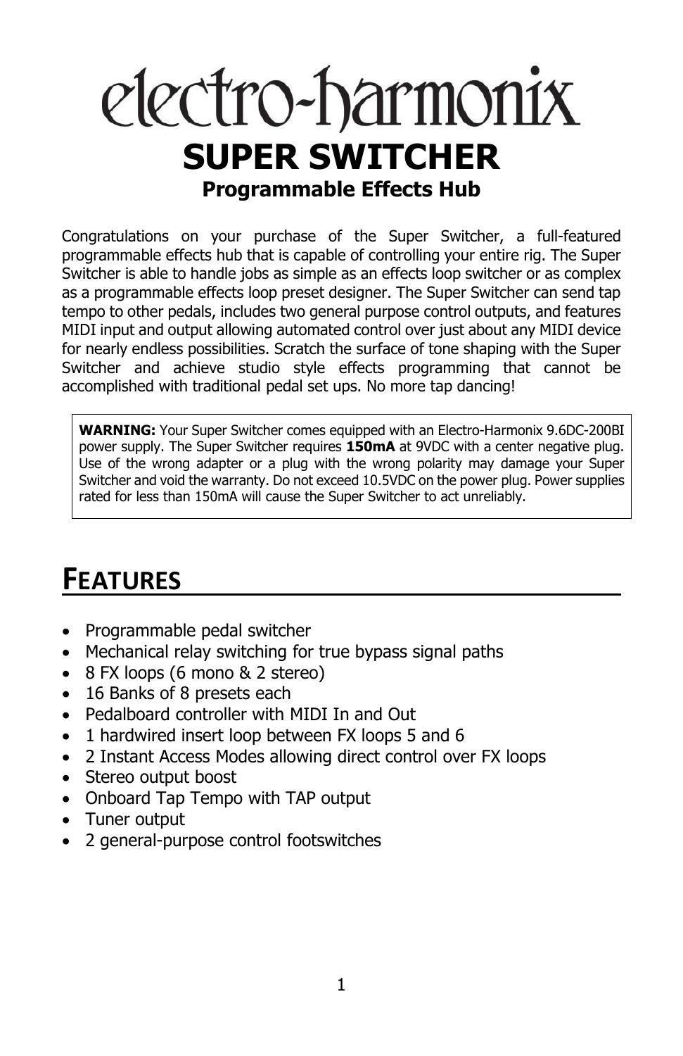# electro-harmonix

# SUPER SWITCHER

## Programmable Effects Hub

Congratulations on your purchase of the Super Switcher, a full-featured programmable effects hub that is capable of controlling your entire rig. The Super Switcher is able to handle jobs as simple as an effects loop switcher or as complex as a programmable effects loop preset designer. The Super Switcher can send tap tempo to other pedals, includes two general purpose control outputs, and features MIDI input and output allowing automated control over just about any MIDI device for nearly endless possibilities. Scratch the surface of tone shaping with the Super Switcher and achieve studio style effects programming that cannot be accomplished with traditional pedal set ups. No more tap dancing!

> **WARNING:** Your Super Switcher comes equipped with an Electro-Harmonix 9.6DC-200BI power supply. The Super Switcher requires **150mA** at 9VDC with a center negative plug. Use of the wrong adapter or a plug with the wrong polarity may damage your Super Switcher and void the warranty. Do not exceed 10.5VDC on the power plug. Power supplies rated for less than 150mA will cause the Super Switcher to act unreliably.

## FEATURES

- Programmable pedal switcher
- Mechanical relay switching for true bypass signal paths
- 8 FX loops (6 mono & 2 stereo)
- 16 Banks of 8 presets each
- Pedalboard controller with MIDI In and Out
- 1 hardwired insert loop between FX loops 5 and 6
- 2 Instant Access Modes allowing direct control over FX loops
- Stereo output boost
- Onboard Tap Tempo with TAP output
- Tuner output
- 2 general-purpose control footswitches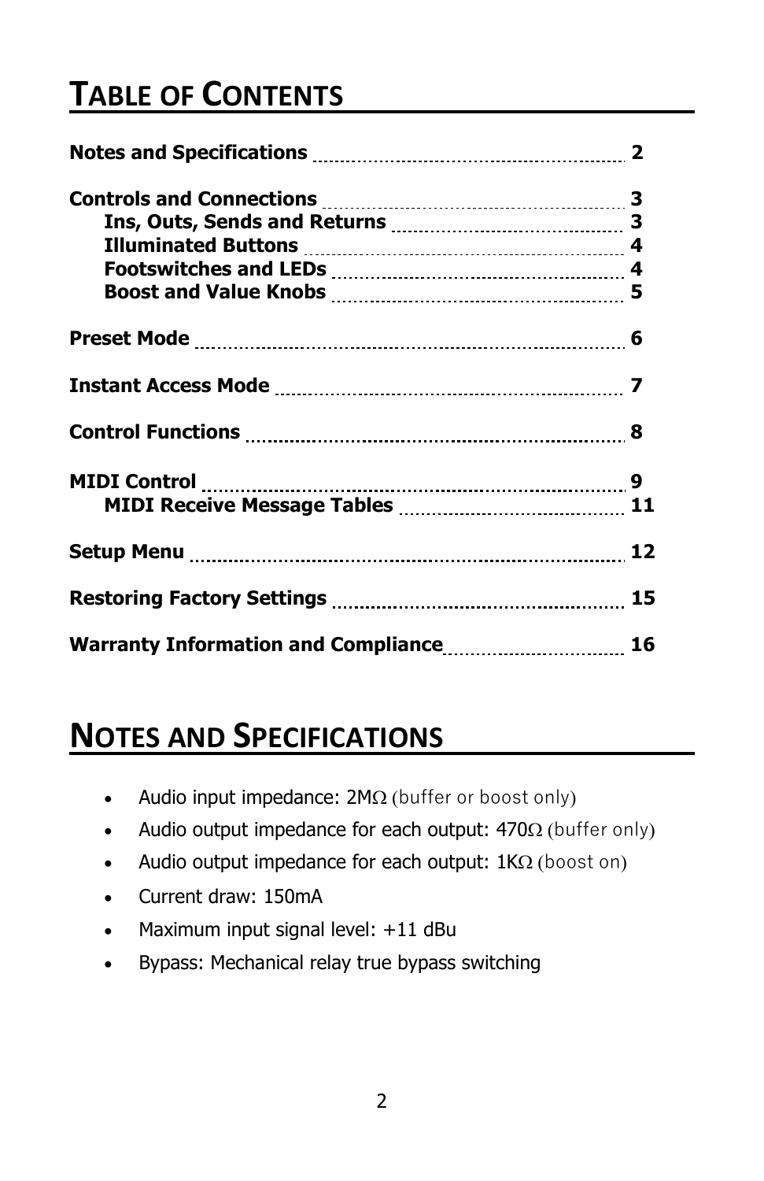# Table of Contents

| | |
|---|---|
| **Notes and Specifications** | **2** |
| **Controls and Connections** | **3** |
| &nbsp;&nbsp;&nbsp;&nbsp;**Ins, Outs, Sends and Returns** | **3** |
| &nbsp;&nbsp;&nbsp;&nbsp;**Illuminated Buttons** | **4** |
| &nbsp;&nbsp;&nbsp;&nbsp;**Footswitches and LEDs** | **4** |
| &nbsp;&nbsp;&nbsp;&nbsp;**Boost and Value Knobs** | **5** |
| **Preset Mode** | **6** |
| **Instant Access Mode** | **7** |
| **Control Functions** | **8** |
| **MIDI Control** | **9** |
| &nbsp;&nbsp;&nbsp;&nbsp;**MIDI Receive Message Tables** | **11** |
| **Setup Menu** | **12** |
| **Restoring Factory Settings** | **15** |
| **Warranty Information and Compliance** | **16** |

# Notes and Specifications

- Audio input impedance: 2MΩ (buffer or boost only)
- Audio output impedance for each output: 470Ω (buffer only)
- Audio output impedance for each output: 1KΩ (boost on)
- Current draw: 150mA
- Maximum input signal level: +11 dBu
- Bypass: Mechanical relay true bypass switching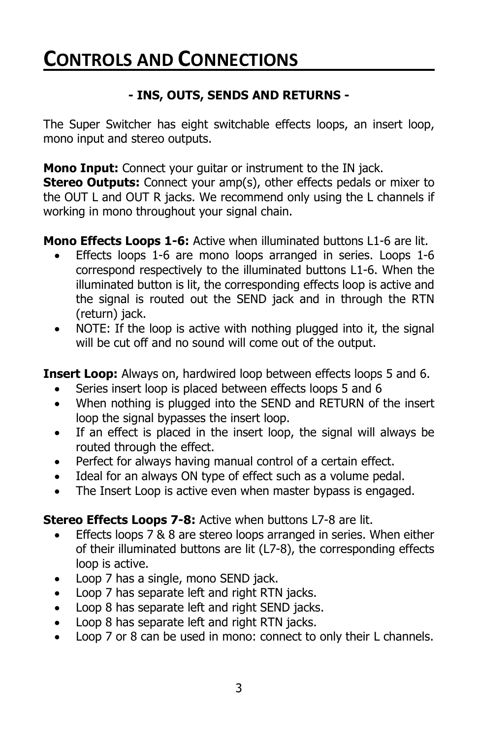# Controls and Connections

**- INS, OUTS, SENDS AND RETURNS -**

The Super Switcher has eight switchable effects loops, an insert loop, mono input and stereo outputs.

**Mono Input:** Connect your guitar or instrument to the IN jack.
**Stereo Outputs:** Connect your amp(s), other effects pedals or mixer to the OUT L and OUT R jacks. We recommend only using the L channels if working in mono throughout your signal chain.

**Mono Effects Loops 1-6:** Active when illuminated buttons L1-6 are lit.

- Effects loops 1-6 are mono loops arranged in series. Loops 1-6 correspond respectively to the illuminated buttons L1-6. When the illuminated button is lit, the corresponding effects loop is active and the signal is routed out the SEND jack and in through the RTN (return) jack.
- NOTE: If the loop is active with nothing plugged into it, the signal will be cut off and no sound will come out of the output.

**Insert Loop:** Always on, hardwired loop between effects loops 5 and 6.

- Series insert loop is placed between effects loops 5 and 6
- When nothing is plugged into the SEND and RETURN of the insert loop the signal bypasses the insert loop.
- If an effect is placed in the insert loop, the signal will always be routed through the effect.
- Perfect for always having manual control of a certain effect.
- Ideal for an always ON type of effect such as a volume pedal.
- The Insert Loop is active even when master bypass is engaged.

**Stereo Effects Loops 7-8:** Active when buttons L7-8 are lit.

- Effects loops 7 & 8 are stereo loops arranged in series. When either of their illuminated buttons are lit (L7-8), the corresponding effects loop is active.
- Loop 7 has a single, mono SEND jack.
- Loop 7 has separate left and right RTN jacks.
- Loop 8 has separate left and right SEND jacks.
- Loop 8 has separate left and right RTN jacks.
- Loop 7 or 8 can be used in mono: connect to only their L channels.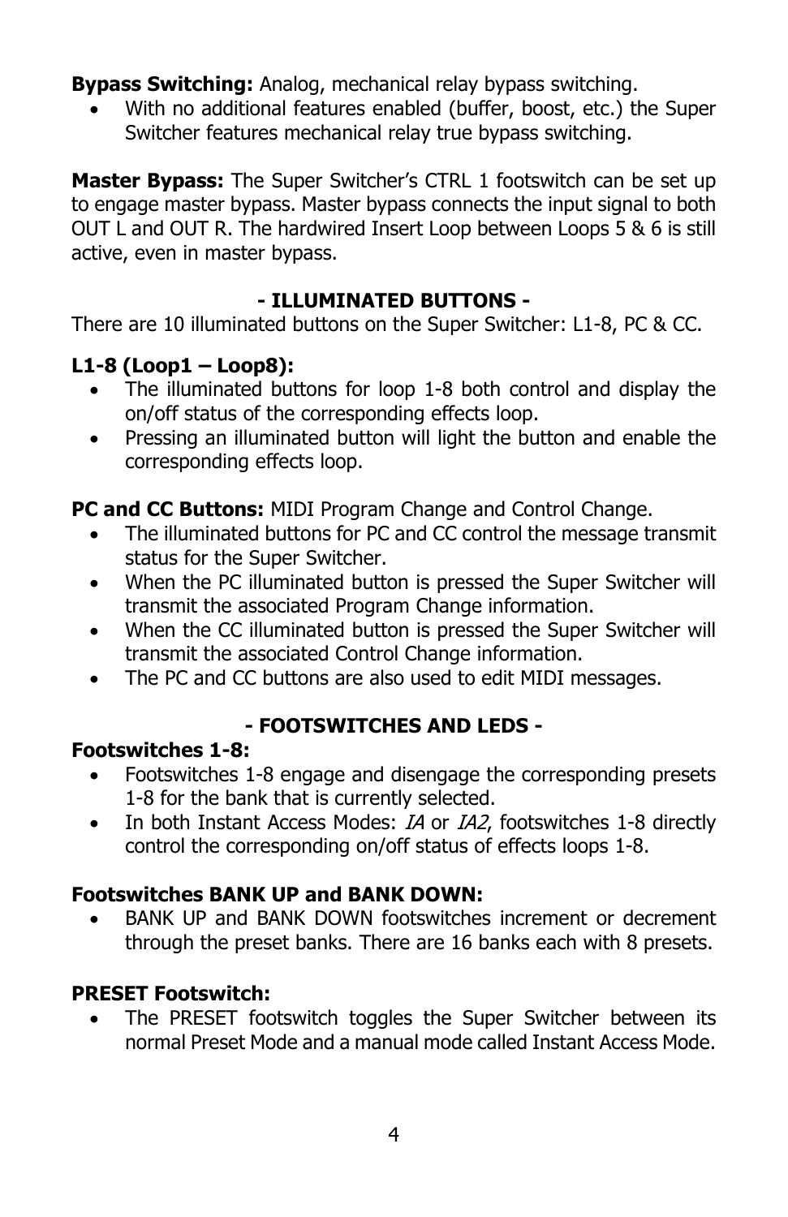**Bypass Switching:** Analog, mechanical relay bypass switching.

- With no additional features enabled (buffer, boost, etc.) the Super Switcher features mechanical relay true bypass switching.

**Master Bypass:** The Super Switcher's CTRL 1 footswitch can be set up to engage master bypass. Master bypass connects the input signal to both OUT L and OUT R. The hardwired Insert Loop between Loops 5 & 6 is still active, even in master bypass.

## - ILLUMINATED BUTTONS -

There are 10 illuminated buttons on the Super Switcher: L1-8, PC & CC.

### L1-8 (Loop1 – Loop8):

- The illuminated buttons for loop 1-8 both control and display the on/off status of the corresponding effects loop.
- Pressing an illuminated button will light the button and enable the corresponding effects loop.

**PC and CC Buttons:** MIDI Program Change and Control Change.

- The illuminated buttons for PC and CC control the message transmit status for the Super Switcher.
- When the PC illuminated button is pressed the Super Switcher will transmit the associated Program Change information.
- When the CC illuminated button is pressed the Super Switcher will transmit the associated Control Change information.
- The PC and CC buttons are also used to edit MIDI messages.

## - FOOTSWITCHES AND LEDS -

### Footswitches 1-8:

- Footswitches 1-8 engage and disengage the corresponding presets 1-8 for the bank that is currently selected.
- In both Instant Access Modes: *IA* or *IA2*, footswitches 1-8 directly control the corresponding on/off status of effects loops 1-8.

### Footswitches BANK UP and BANK DOWN:

- BANK UP and BANK DOWN footswitches increment or decrement through the preset banks. There are 16 banks each with 8 presets.

### PRESET Footswitch:

- The PRESET footswitch toggles the Super Switcher between its normal Preset Mode and a manual mode called Instant Access Mode.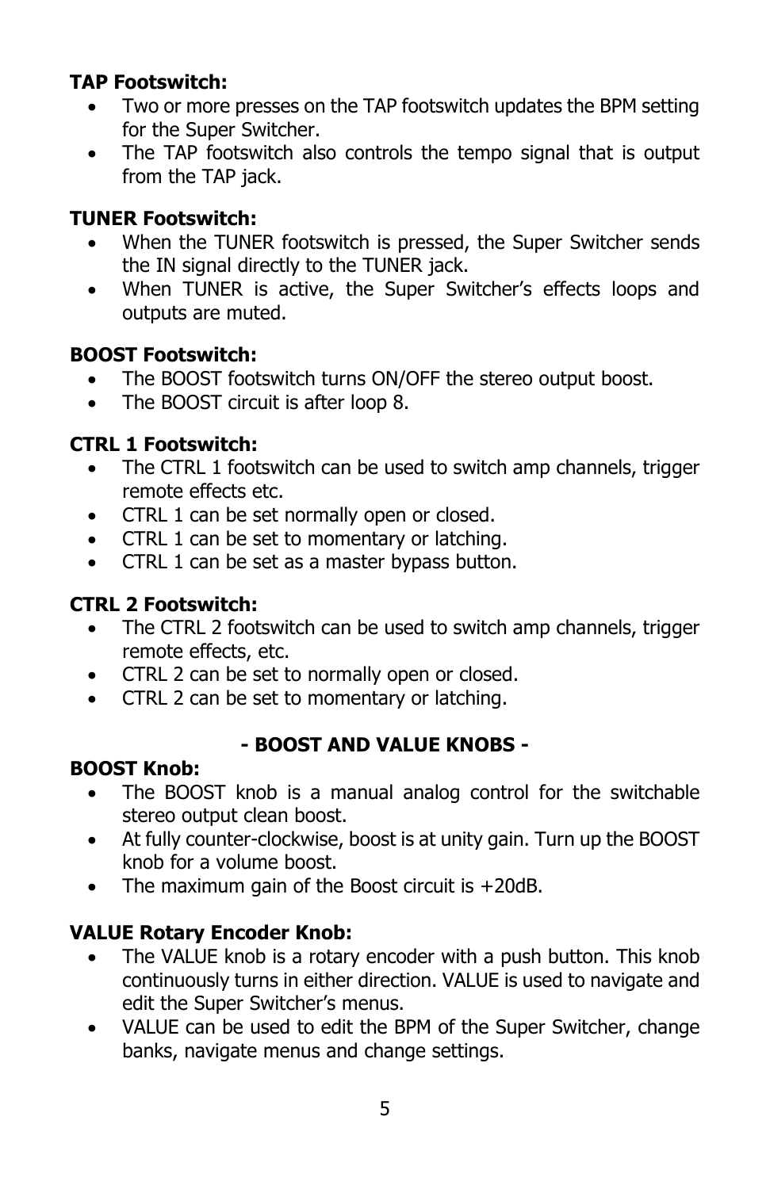**TAP Footswitch:**

- Two or more presses on the TAP footswitch updates the BPM setting for the Super Switcher.
- The TAP footswitch also controls the tempo signal that is output from the TAP jack.

**TUNER Footswitch:**

- When the TUNER footswitch is pressed, the Super Switcher sends the IN signal directly to the TUNER jack.
- When TUNER is active, the Super Switcher's effects loops and outputs are muted.

**BOOST Footswitch:**

- The BOOST footswitch turns ON/OFF the stereo output boost.
- The BOOST circuit is after loop 8.

**CTRL 1 Footswitch:**

- The CTRL 1 footswitch can be used to switch amp channels, trigger remote effects etc.
- CTRL 1 can be set normally open or closed.
- CTRL 1 can be set to momentary or latching.
- CTRL 1 can be set as a master bypass button.

**CTRL 2 Footswitch:**

- The CTRL 2 footswitch can be used to switch amp channels, trigger remote effects, etc.
- CTRL 2 can be set to normally open or closed.
- CTRL 2 can be set to momentary or latching.

## - BOOST AND VALUE KNOBS -

**BOOST Knob:**

- The BOOST knob is a manual analog control for the switchable stereo output clean boost.
- At fully counter-clockwise, boost is at unity gain. Turn up the BOOST knob for a volume boost.
- The maximum gain of the Boost circuit is +20dB.

**VALUE Rotary Encoder Knob:**

- The VALUE knob is a rotary encoder with a push button. This knob continuously turns in either direction. VALUE is used to navigate and edit the Super Switcher's menus.
- VALUE can be used to edit the BPM of the Super Switcher, change banks, navigate menus and change settings.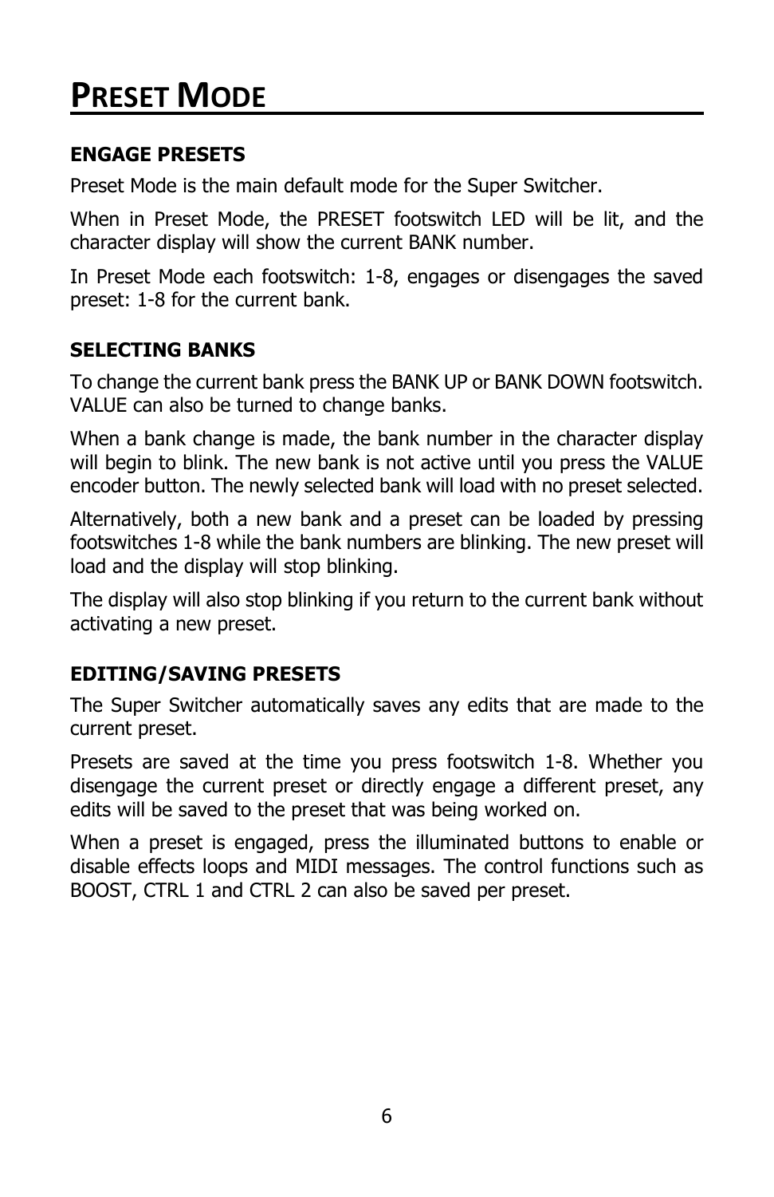# Preset Mode

### ENGAGE PRESETS

Preset Mode is the main default mode for the Super Switcher.

When in Preset Mode, the PRESET footswitch LED will be lit, and the character display will show the current BANK number.

In Preset Mode each footswitch: 1-8, engages or disengages the saved preset: 1-8 for the current bank.

### SELECTING BANKS

To change the current bank press the BANK UP or BANK DOWN footswitch. VALUE can also be turned to change banks.

When a bank change is made, the bank number in the character display will begin to blink. The new bank is not active until you press the VALUE encoder button. The newly selected bank will load with no preset selected.

Alternatively, both a new bank and a preset can be loaded by pressing footswitches 1-8 while the bank numbers are blinking. The new preset will load and the display will stop blinking.

The display will also stop blinking if you return to the current bank without activating a new preset.

### EDITING/SAVING PRESETS

The Super Switcher automatically saves any edits that are made to the current preset.

Presets are saved at the time you press footswitch 1-8. Whether you disengage the current preset or directly engage a different preset, any edits will be saved to the preset that was being worked on.

When a preset is engaged, press the illuminated buttons to enable or disable effects loops and MIDI messages. The control functions such as BOOST, CTRL 1 and CTRL 2 can also be saved per preset.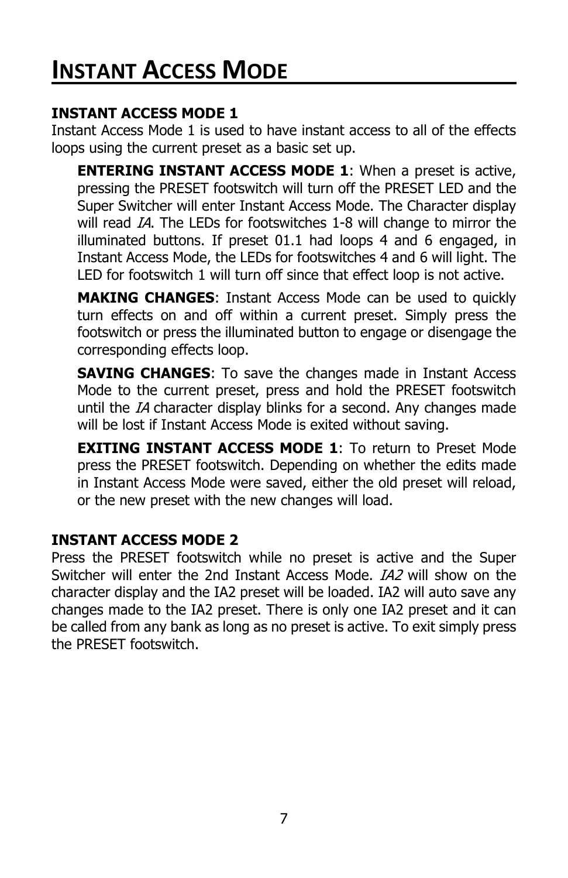# Instant Access Mode

## INSTANT ACCESS MODE 1

Instant Access Mode 1 is used to have instant access to all of the effects loops using the current preset as a basic set up.

**ENTERING INSTANT ACCESS MODE 1**: When a preset is active, pressing the PRESET footswitch will turn off the PRESET LED and the Super Switcher will enter Instant Access Mode. The Character display will read *IA*. The LEDs for footswitches 1-8 will change to mirror the illuminated buttons. If preset 01.1 had loops 4 and 6 engaged, in Instant Access Mode, the LEDs for footswitches 4 and 6 will light. The LED for footswitch 1 will turn off since that effect loop is not active.

**MAKING CHANGES**: Instant Access Mode can be used to quickly turn effects on and off within a current preset. Simply press the footswitch or press the illuminated button to engage or disengage the corresponding effects loop.

**SAVING CHANGES**: To save the changes made in Instant Access Mode to the current preset, press and hold the PRESET footswitch until the *IA* character display blinks for a second. Any changes made will be lost if Instant Access Mode is exited without saving.

**EXITING INSTANT ACCESS MODE 1**: To return to Preset Mode press the PRESET footswitch. Depending on whether the edits made in Instant Access Mode were saved, either the old preset will reload, or the new preset with the new changes will load.

## INSTANT ACCESS MODE 2

Press the PRESET footswitch while no preset is active and the Super Switcher will enter the 2nd Instant Access Mode. *IA2* will show on the character display and the IA2 preset will be loaded. IA2 will auto save any changes made to the IA2 preset. There is only one IA2 preset and it can be called from any bank as long as no preset is active. To exit simply press the PRESET footswitch.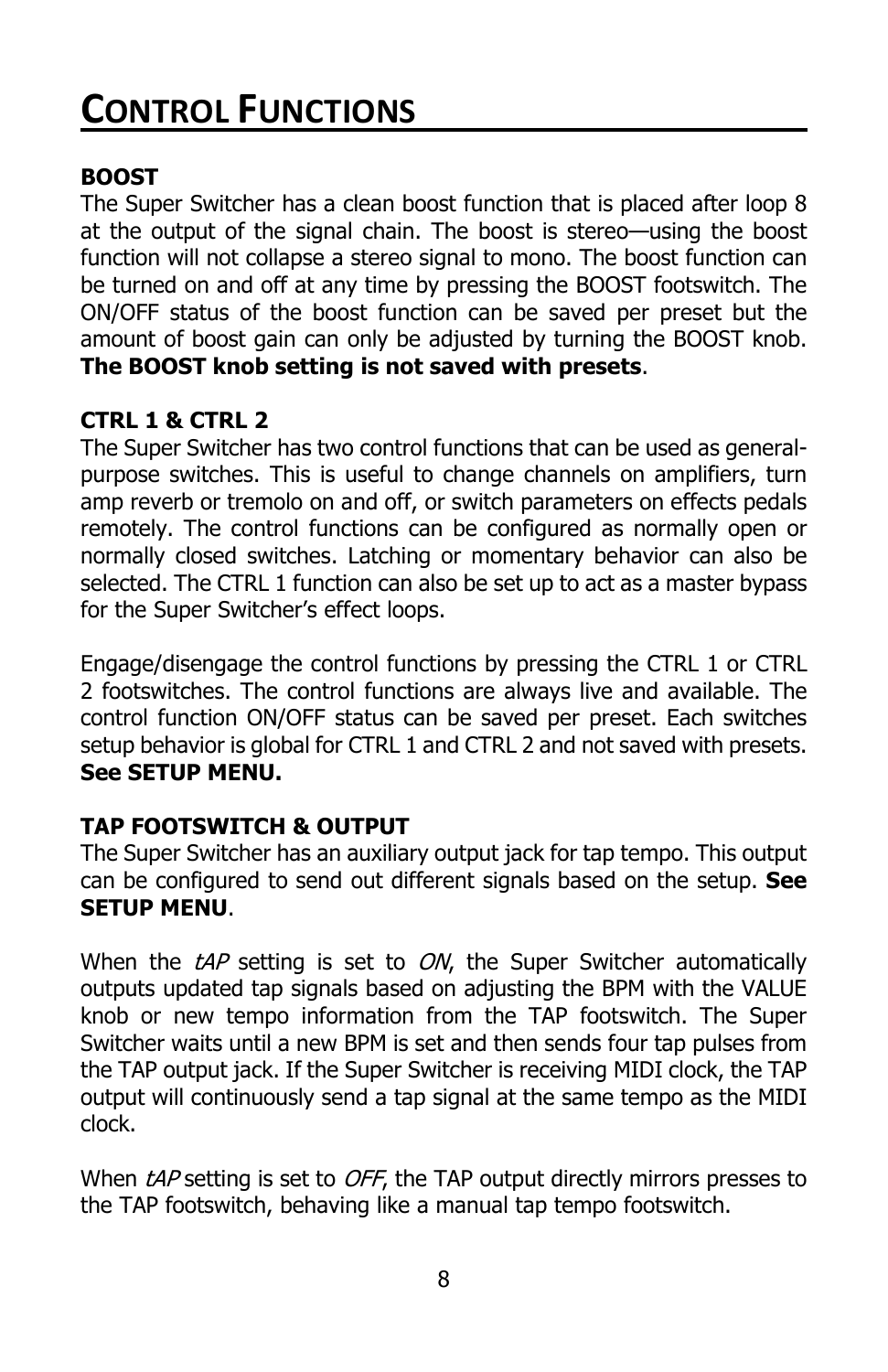# Control Functions

**BOOST**

The Super Switcher has a clean boost function that is placed after loop 8 at the output of the signal chain. The boost is stereo—using the boost function will not collapse a stereo signal to mono. The boost function can be turned on and off at any time by pressing the BOOST footswitch. The ON/OFF status of the boost function can be saved per preset but the amount of boost gain can only be adjusted by turning the BOOST knob. **The BOOST knob setting is not saved with presets**.

**CTRL 1 & CTRL 2**

The Super Switcher has two control functions that can be used as general-purpose switches. This is useful to change channels on amplifiers, turn amp reverb or tremolo on and off, or switch parameters on effects pedals remotely. The control functions can be configured as normally open or normally closed switches. Latching or momentary behavior can also be selected. The CTRL 1 function can also be set up to act as a master bypass for the Super Switcher's effect loops.

Engage/disengage the control functions by pressing the CTRL 1 or CTRL 2 footswitches. The control functions are always live and available. The control function ON/OFF status can be saved per preset. Each switches setup behavior is global for CTRL 1 and CTRL 2 and not saved with presets. **See SETUP MENU.**

**TAP FOOTSWITCH & OUTPUT**

The Super Switcher has an auxiliary output jack for tap tempo. This output can be configured to send out different signals based on the setup. **See SETUP MENU**.

When the *tAP* setting is set to *ON*, the Super Switcher automatically outputs updated tap signals based on adjusting the BPM with the VALUE knob or new tempo information from the TAP footswitch. The Super Switcher waits until a new BPM is set and then sends four tap pulses from the TAP output jack. If the Super Switcher is receiving MIDI clock, the TAP output will continuously send a tap signal at the same tempo as the MIDI clock.

When *tAP* setting is set to *OFF*, the TAP output directly mirrors presses to the TAP footswitch, behaving like a manual tap tempo footswitch.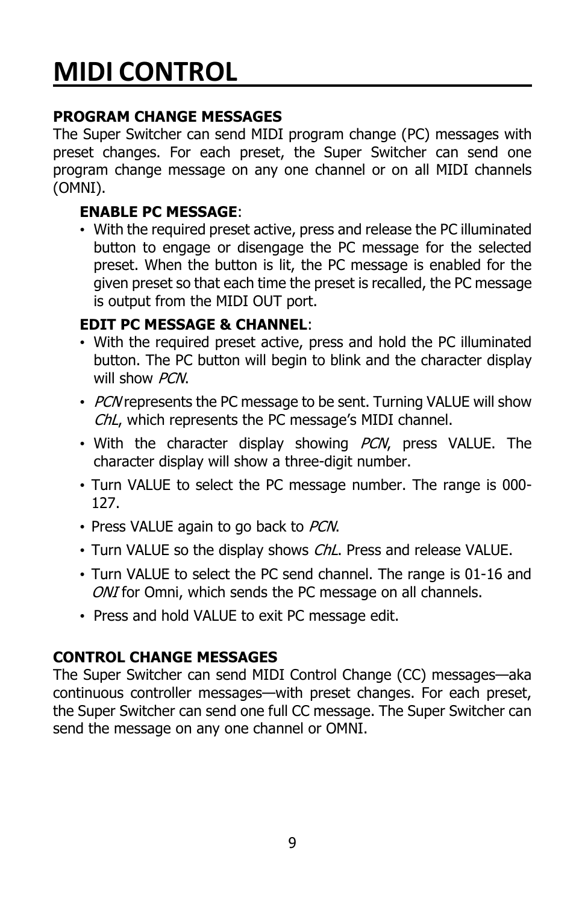# MIDI CONTROL

### PROGRAM CHANGE MESSAGES

The Super Switcher can send MIDI program change (PC) messages with preset changes. For each preset, the Super Switcher can send one program change message on any one channel or on all MIDI channels (OMNI).

**ENABLE PC MESSAGE**:

- With the required preset active, press and release the PC illuminated button to engage or disengage the PC message for the selected preset. When the button is lit, the PC message is enabled for the given preset so that each time the preset is recalled, the PC message is output from the MIDI OUT port.

**EDIT PC MESSAGE & CHANNEL**:

- With the required preset active, press and hold the PC illuminated button. The PC button will begin to blink and the character display will show *PCN*.
- *PCN* represents the PC message to be sent. Turning VALUE will show *ChL*, which represents the PC message's MIDI channel.
- With the character display showing *PCN*, press VALUE. The character display will show a three-digit number.
- Turn VALUE to select the PC message number. The range is 000-127.
- Press VALUE again to go back to *PCN*.
- Turn VALUE so the display shows *ChL*. Press and release VALUE.
- Turn VALUE to select the PC send channel. The range is 01-16 and *ONI* for Omni, which sends the PC message on all channels.
- Press and hold VALUE to exit PC message edit.

### CONTROL CHANGE MESSAGES

The Super Switcher can send MIDI Control Change (CC) messages—aka continuous controller messages—with preset changes. For each preset, the Super Switcher can send one full CC message. The Super Switcher can send the message on any one channel or OMNI.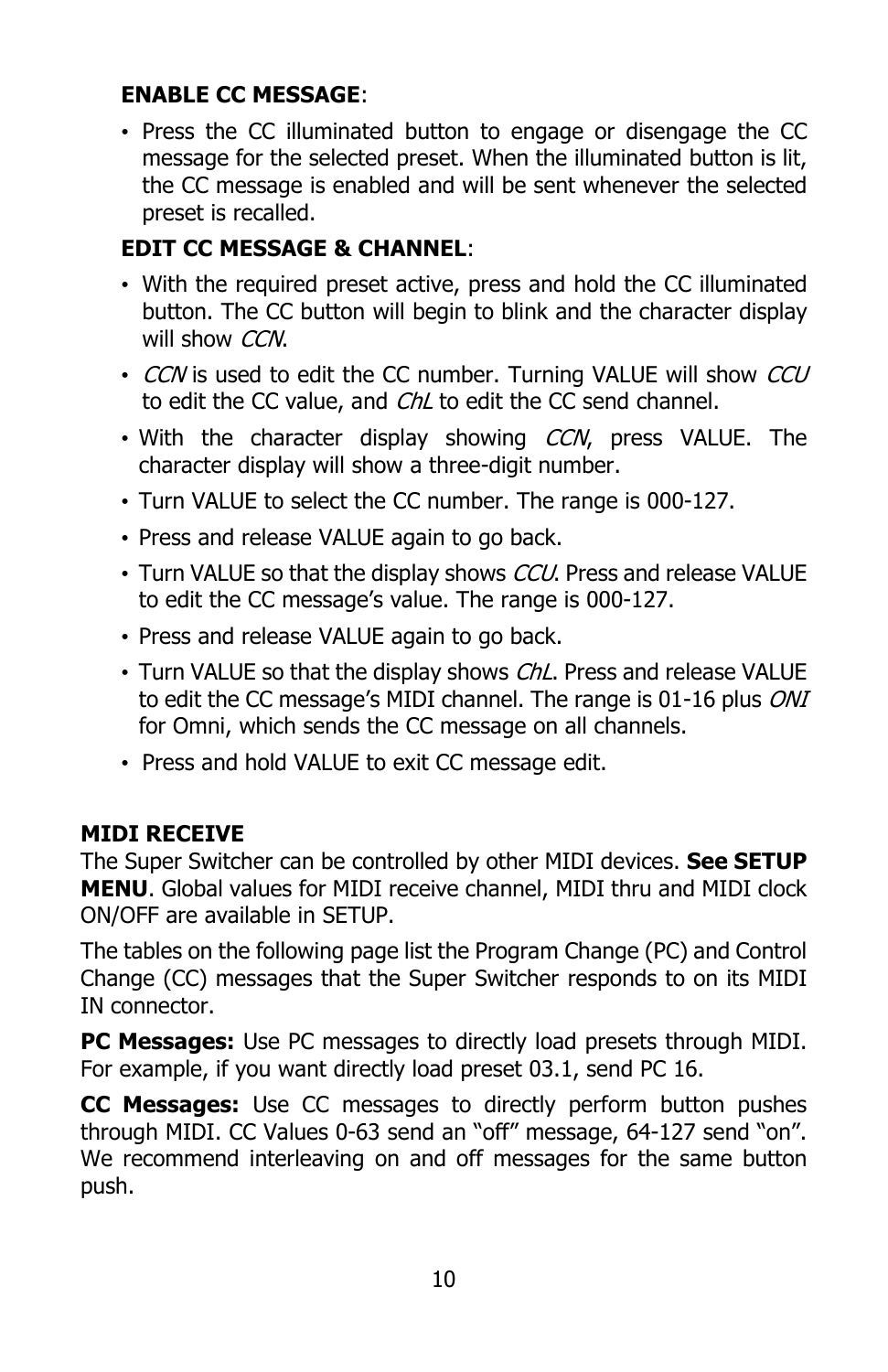**ENABLE CC MESSAGE**:

- Press the CC illuminated button to engage or disengage the CC message for the selected preset. When the illuminated button is lit, the CC message is enabled and will be sent whenever the selected preset is recalled.

**EDIT CC MESSAGE & CHANNEL**:

- With the required preset active, press and hold the CC illuminated button. The CC button will begin to blink and the character display will show *CCN*.
- *CCN* is used to edit the CC number. Turning VALUE will show *CCU* to edit the CC value, and *ChL* to edit the CC send channel.
- With the character display showing *CCN*, press VALUE. The character display will show a three-digit number.
- Turn VALUE to select the CC number. The range is 000-127.
- Press and release VALUE again to go back.
- Turn VALUE so that the display shows *CCU*. Press and release VALUE to edit the CC message's value. The range is 000-127.
- Press and release VALUE again to go back.
- Turn VALUE so that the display shows *ChL*. Press and release VALUE to edit the CC message's MIDI channel. The range is 01-16 plus *ONI* for Omni, which sends the CC message on all channels.
- Press and hold VALUE to exit CC message edit.

**MIDI RECEIVE**

The Super Switcher can be controlled by other MIDI devices. **See SETUP MENU**. Global values for MIDI receive channel, MIDI thru and MIDI clock ON/OFF are available in SETUP.

The tables on the following page list the Program Change (PC) and Control Change (CC) messages that the Super Switcher responds to on its MIDI IN connector.

**PC Messages:** Use PC messages to directly load presets through MIDI. For example, if you want directly load preset 03.1, send PC 16.

**CC Messages:** Use CC messages to directly perform button pushes through MIDI. CC Values 0-63 send an "off" message, 64-127 send "on". We recommend interleaving on and off messages for the same button push.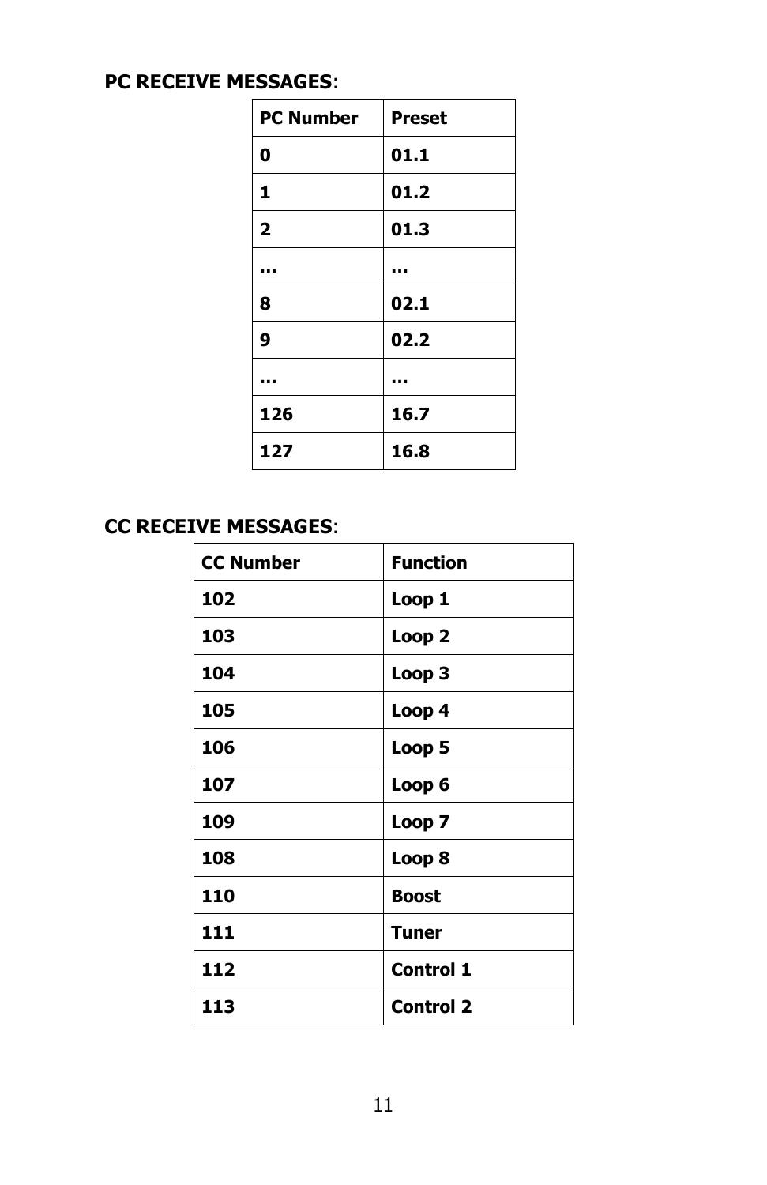**PC RECEIVE MESSAGES**:

| PC Number | Preset |
|---|---|
| 0 | 01.1 |
| 1 | 01.2 |
| 2 | 01.3 |
| … | … |
| 8 | 02.1 |
| 9 | 02.2 |
| … | … |
| 126 | 16.7 |
| 127 | 16.8 |

**CC RECEIVE MESSAGES**:

| CC Number | Function |
|---|---|
| 102 | Loop 1 |
| 103 | Loop 2 |
| 104 | Loop 3 |
| 105 | Loop 4 |
| 106 | Loop 5 |
| 107 | Loop 6 |
| 109 | Loop 7 |
| 108 | Loop 8 |
| 110 | Boost |
| 111 | Tuner |
| 112 | Control 1 |
| 113 | Control 2 |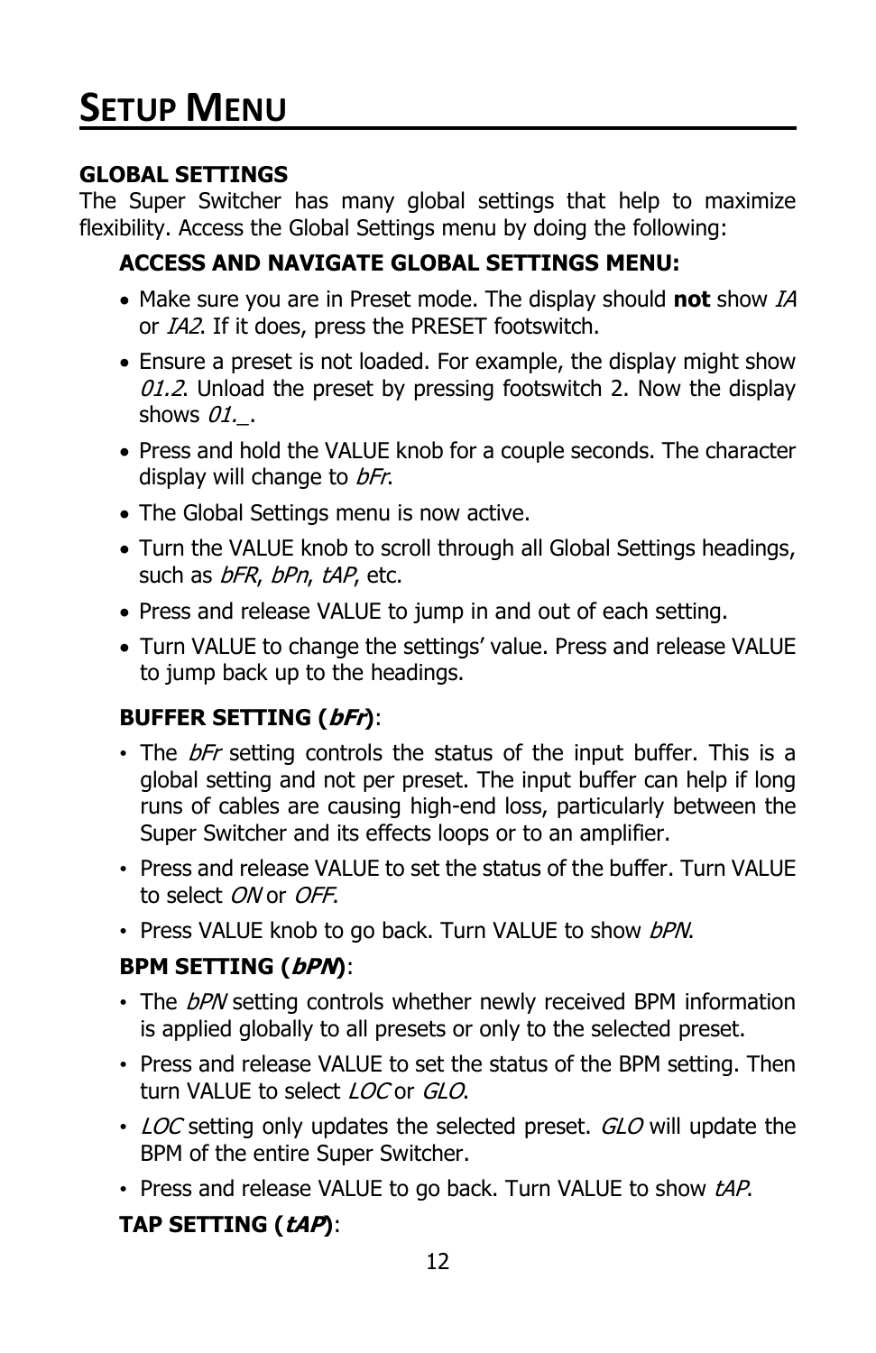# Setup Menu

**GLOBAL SETTINGS**

The Super Switcher has many global settings that help to maximize flexibility. Access the Global Settings menu by doing the following:

**ACCESS AND NAVIGATE GLOBAL SETTINGS MENU:**

- Make sure you are in Preset mode. The display should **not** show *IA* or *IA2*. If it does, press the PRESET footswitch.
- Ensure a preset is not loaded. For example, the display might show *01.2*. Unload the preset by pressing footswitch 2. Now the display shows *01._*.
- Press and hold the VALUE knob for a couple seconds. The character display will change to *bFr*.
- The Global Settings menu is now active.
- Turn the VALUE knob to scroll through all Global Settings headings, such as *bFR*, *bPn*, *tAP*, etc.
- Press and release VALUE to jump in and out of each setting.
- Turn VALUE to change the settings' value. Press and release VALUE to jump back up to the headings.

**BUFFER SETTING (*bFr*)**:

- The *bFr* setting controls the status of the input buffer. This is a global setting and not per preset. The input buffer can help if long runs of cables are causing high-end loss, particularly between the Super Switcher and its effects loops or to an amplifier.
- Press and release VALUE to set the status of the buffer. Turn VALUE to select *ON* or *OFF*.
- Press VALUE knob to go back. Turn VALUE to show *bPN*.

**BPM SETTING (*bPN*)**:

- The *bPN* setting controls whether newly received BPM information is applied globally to all presets or only to the selected preset.
- Press and release VALUE to set the status of the BPM setting. Then turn VALUE to select *LOC* or *GLO*.
- *LOC* setting only updates the selected preset. *GLO* will update the BPM of the entire Super Switcher.
- Press and release VALUE to go back. Turn VALUE to show *tAP*.

**TAP SETTING (*tAP*)**: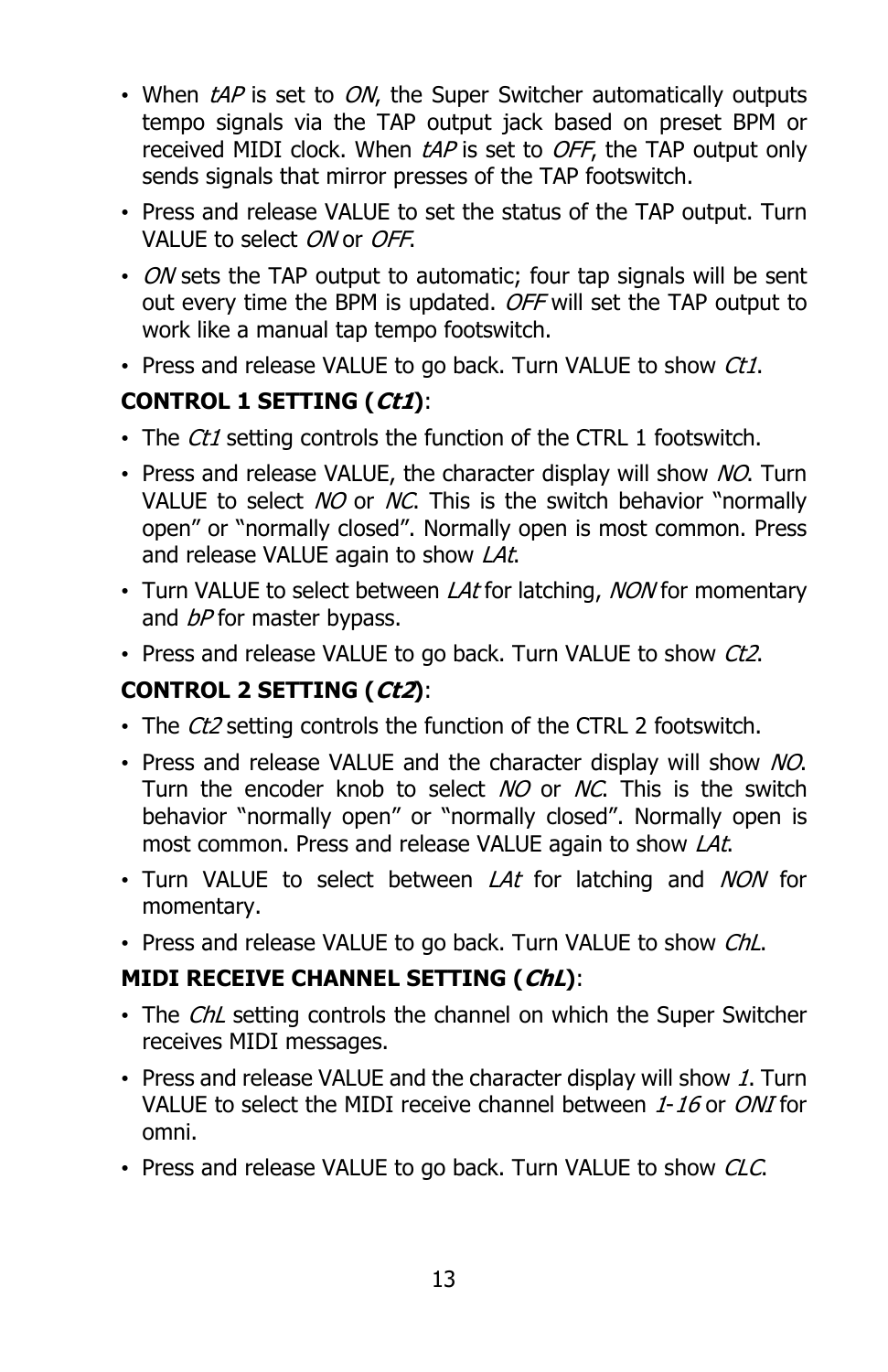- When *tAP* is set to *ON*, the Super Switcher automatically outputs tempo signals via the TAP output jack based on preset BPM or received MIDI clock. When *tAP* is set to *OFF*, the TAP output only sends signals that mirror presses of the TAP footswitch.
- Press and release VALUE to set the status of the TAP output. Turn VALUE to select *ON* or *OFF*.
- *ON* sets the TAP output to automatic; four tap signals will be sent out every time the BPM is updated. *OFF* will set the TAP output to work like a manual tap tempo footswitch.
- Press and release VALUE to go back. Turn VALUE to show *Ct1*.

**CONTROL 1 SETTING (*Ct1*)**:

- The *Ct1* setting controls the function of the CTRL 1 footswitch.
- Press and release VALUE, the character display will show *NO*. Turn VALUE to select *NO* or *NC*. This is the switch behavior "normally open" or "normally closed". Normally open is most common. Press and release VALUE again to show *LAt*.
- Turn VALUE to select between *LAt* for latching, *NON* for momentary and *bP* for master bypass.
- Press and release VALUE to go back. Turn VALUE to show *Ct2*.

**CONTROL 2 SETTING (*Ct2*)**:

- The *Ct2* setting controls the function of the CTRL 2 footswitch.
- Press and release VALUE and the character display will show *NO*. Turn the encoder knob to select *NO* or *NC*. This is the switch behavior "normally open" or "normally closed". Normally open is most common. Press and release VALUE again to show *LAt*.
- Turn VALUE to select between *LAt* for latching and *NON* for momentary.
- Press and release VALUE to go back. Turn VALUE to show *ChL*.

**MIDI RECEIVE CHANNEL SETTING (*ChL*)**:

- The *ChL* setting controls the channel on which the Super Switcher receives MIDI messages.
- Press and release VALUE and the character display will show *1*. Turn VALUE to select the MIDI receive channel between *1*-*16* or *ONI* for omni.
- Press and release VALUE to go back. Turn VALUE to show *CLC*.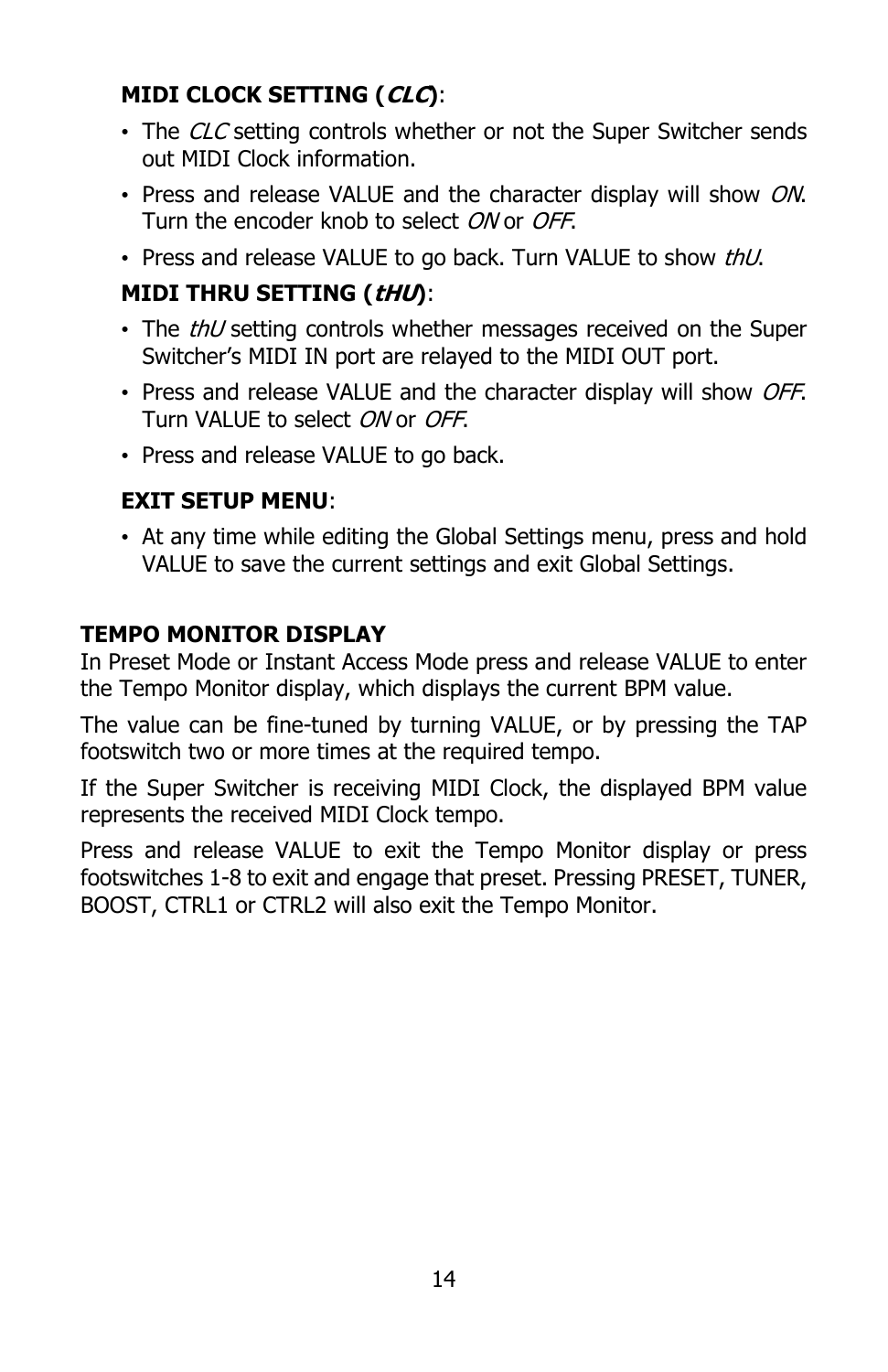**MIDI CLOCK SETTING (*CLC*)**:

- The *CLC* setting controls whether or not the Super Switcher sends out MIDI Clock information.
- Press and release VALUE and the character display will show *ON*. Turn the encoder knob to select *ON* or *OFF*.
- Press and release VALUE to go back. Turn VALUE to show *thU*.

**MIDI THRU SETTING (*tHU*)**:

- The *thU* setting controls whether messages received on the Super Switcher's MIDI IN port are relayed to the MIDI OUT port.
- Press and release VALUE and the character display will show *OFF*. Turn VALUE to select *ON* or *OFF*.
- Press and release VALUE to go back.

**EXIT SETUP MENU**:

- At any time while editing the Global Settings menu, press and hold VALUE to save the current settings and exit Global Settings.

## TEMPO MONITOR DISPLAY

In Preset Mode or Instant Access Mode press and release VALUE to enter the Tempo Monitor display, which displays the current BPM value.

The value can be fine-tuned by turning VALUE, or by pressing the TAP footswitch two or more times at the required tempo.

If the Super Switcher is receiving MIDI Clock, the displayed BPM value represents the received MIDI Clock tempo.

Press and release VALUE to exit the Tempo Monitor display or press footswitches 1-8 to exit and engage that preset. Pressing PRESET, TUNER, BOOST, CTRL1 or CTRL2 will also exit the Tempo Monitor.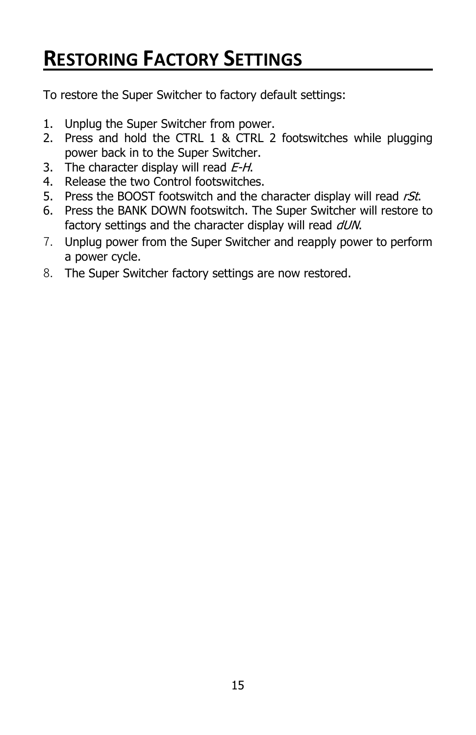# Restoring Factory Settings

To restore the Super Switcher to factory default settings:

1. Unplug the Super Switcher from power.
2. Press and hold the CTRL 1 & CTRL 2 footswitches while plugging power back in to the Super Switcher.
3. The character display will read *E-H*.
4. Release the two Control footswitches.
5. Press the BOOST footswitch and the character display will read *rSt*.
6. Press the BANK DOWN footswitch. The Super Switcher will restore to factory settings and the character display will read *dUN*.
7. Unplug power from the Super Switcher and reapply power to perform a power cycle.
8. The Super Switcher factory settings are now restored.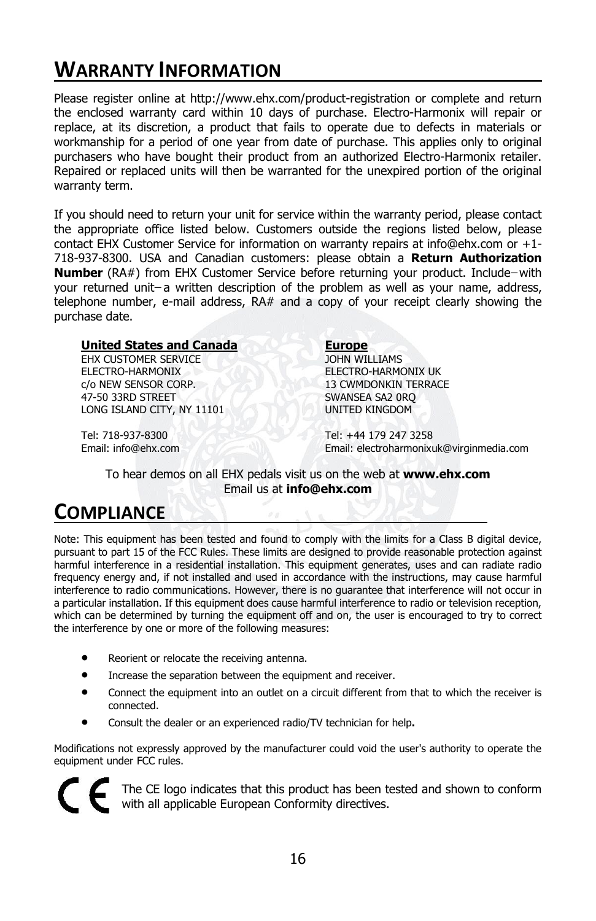## WARRANTY INFORMATION

Please register online at http://www.ehx.com/product-registration or complete and return the enclosed warranty card within 10 days of purchase. Electro-Harmonix will repair or replace, at its discretion, a product that fails to operate due to defects in materials or workmanship for a period of one year from date of purchase. This applies only to original purchasers who have bought their product from an authorized Electro-Harmonix retailer. Repaired or replaced units will then be warranted for the unexpired portion of the original warranty term.

If you should need to return your unit for service within the warranty period, please contact the appropriate office listed below. Customers outside the regions listed below, please contact EHX Customer Service for information on warranty repairs at info@ehx.com or +1-718-937-8300. USA and Canadian customers: please obtain a **Return Authorization Number** (RA#) from EHX Customer Service before returning your product. Include−with your returned unit−a written description of the problem as well as your name, address, telephone number, e-mail address, RA# and a copy of your receipt clearly showing the purchase date.

**United States and Canada**
EHX CUSTOMER SERVICE
ELECTRO-HARMONIX
c/o NEW SENSOR CORP.
47-50 33RD STREET
LONG ISLAND CITY, NY 11101

Tel: 718-937-8300
Email: info@ehx.com

**Europe**
JOHN WILLIAMS
ELECTRO-HARMONIX UK
13 CWMDONKIN TERRACE
SWANSEA SA2 0RQ
UNITED KINGDOM

Tel: +44 179 247 3258
Email: electroharmonixuk@virginmedia.com

To hear demos on all EHX pedals visit us on the web at **www.ehx.com**
Email us at **info@ehx.com**

## COMPLIANCE

Note: This equipment has been tested and found to comply with the limits for a Class B digital device, pursuant to part 15 of the FCC Rules. These limits are designed to provide reasonable protection against harmful interference in a residential installation. This equipment generates, uses and can radiate radio frequency energy and, if not installed and used in accordance with the instructions, may cause harmful interference to radio communications. However, there is no guarantee that interference will not occur in a particular installation. If this equipment does cause harmful interference to radio or television reception, which can be determined by turning the equipment off and on, the user is encouraged to try to correct the interference by one or more of the following measures:

- Reorient or relocate the receiving antenna.
- Increase the separation between the equipment and receiver.
- Connect the equipment into an outlet on a circuit different from that to which the receiver is connected.
- Consult the dealer or an experienced radio/TV technician for help**.**

Modifications not expressly approved by the manufacturer could void the user's authority to operate the equipment under FCC rules.

CE

The CE logo indicates that this product has been tested and shown to conform with all applicable European Conformity directives.